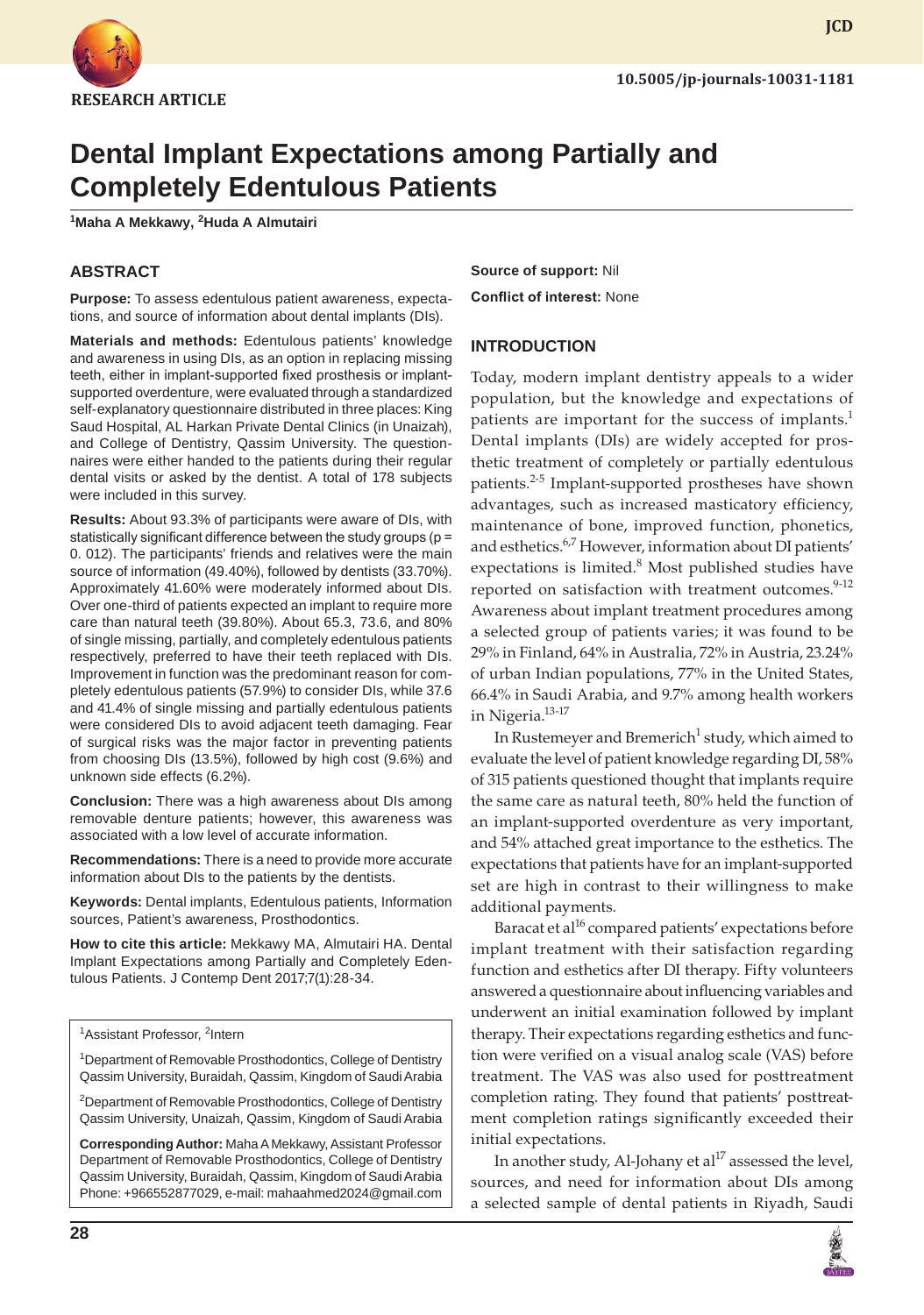RESEARCH ARTICLE

# Dental Implant Expectations among Partially and Completely Edentulous Patients

[1]Maha A Mekkawy, [2]Huda A Almutairi

## ABSTRACT

**Purpose:** To assess edentulous patient awareness, expectations, and source of information about dental implants (DIs).

**Materials and methods:** Edentulous patients' knowledge and awareness in using DIs, as an option in replacing missing teeth, either in implant-supported fixed prosthesis or implant-supported overdenture, were evaluated through a standardized self-explanatory questionnaire distributed in three places: King Saud Hospital, AL Harkan Private Dental Clinics (in Unaizah), and College of Dentistry, Qassim University. The questionnaires were either handed to the patients during their regular dental visits or asked by the dentist. A total of 178 subjects were included in this survey.

**Results:** About 93.3% of participants were aware of DIs, with statistically significant difference between the study groups (p = 0. 012). The participants' friends and relatives were the main source of information (49.40%), followed by dentists (33.70%). Approximately 41.60% were moderately informed about DIs. Over one-third of patients expected an implant to require more care than natural teeth (39.80%). About 65.3, 73.6, and 80% of single missing, partially, and completely edentulous patients respectively, preferred to have their teeth replaced with DIs. Improvement in function was the predominant reason for completely edentulous patients (57.9%) to consider DIs, while 37.6 and 41.4% of single missing and partially edentulous patients were considered DIs to avoid adjacent teeth damaging. Fear of surgical risks was the major factor in preventing patients from choosing DIs (13.5%), followed by high cost (9.6%) and unknown side effects (6.2%).

**Conclusion:** There was a high awareness about DIs among removable denture patients; however, this awareness was associated with a low level of accurate information.

**Recommendations:** There is a need to provide more accurate information about DIs to the patients by the dentists.

**Keywords:** Dental implants, Edentulous patients, Information sources, Patient's awareness, Prosthodontics.

**How to cite this article:** Mekkawy MA, Almutairi HA. Dental Implant Expectations among Partially and Completely Edentulous Patients. J Contemp Dent 2017;7(1):28-34.

[1]Assistant Professor, [2]Intern

[1]Department of Removable Prosthodontics, College of Dentistry Qassim University, Buraidah, Qassim, Kingdom of Saudi Arabia

[2]Department of Removable Prosthodontics, College of Dentistry Qassim University, Unaizah, Qassim, Kingdom of Saudi Arabia

**Corresponding Author:** Maha A Mekkawy, Assistant Professor Department of Removable Prosthodontics, College of Dentistry Qassim University, Buraidah, Qassim, Kingdom of Saudi Arabia Phone: +966552877029, e-mail: mahaahmed2024@gmail.com

**Source of support:** Nil

**Conflict of interest:** None

## INTRODUCTION

Today, modern implant dentistry appeals to a wider population, but the knowledge and expectations of patients are important for the success of implants.[1] Dental implants (DIs) are widely accepted for prosthetic treatment of completely or partially edentulous patients.[2-5] Implant-supported prostheses have shown advantages, such as increased masticatory efficiency, maintenance of bone, improved function, phonetics, and esthetics.[6,7] However, information about DI patients' expectations is limited.[8] Most published studies have reported on satisfaction with treatment outcomes.[9-12] Awareness about implant treatment procedures among a selected group of patients varies; it was found to be 29% in Finland, 64% in Australia, 72% in Austria, 23.24% of urban Indian populations, 77% in the United States, 66.4% in Saudi Arabia, and 9.7% among health workers in Nigeria.[13-17]

In Rustemeyer and Bremerich[1] study, which aimed to evaluate the level of patient knowledge regarding DI, 58% of 315 patients questioned thought that implants require the same care as natural teeth, 80% held the function of an implant-supported overdenture as very important, and 54% attached great importance to the esthetics. The expectations that patients have for an implant-supported set are high in contrast to their willingness to make additional payments.

Baracat et al[16] compared patients' expectations before implant treatment with their satisfaction regarding function and esthetics after DI therapy. Fifty volunteers answered a questionnaire about influencing variables and underwent an initial examination followed by implant therapy. Their expectations regarding esthetics and function were verified on a visual analog scale (VAS) before treatment. The VAS was also used for posttreatment completion rating. They found that patients' posttreatment completion ratings significantly exceeded their initial expectations.

In another study, Al-Johany et al[17] assessed the level, sources, and need for information about DIs among a selected sample of dental patients in Riyadh, Saudi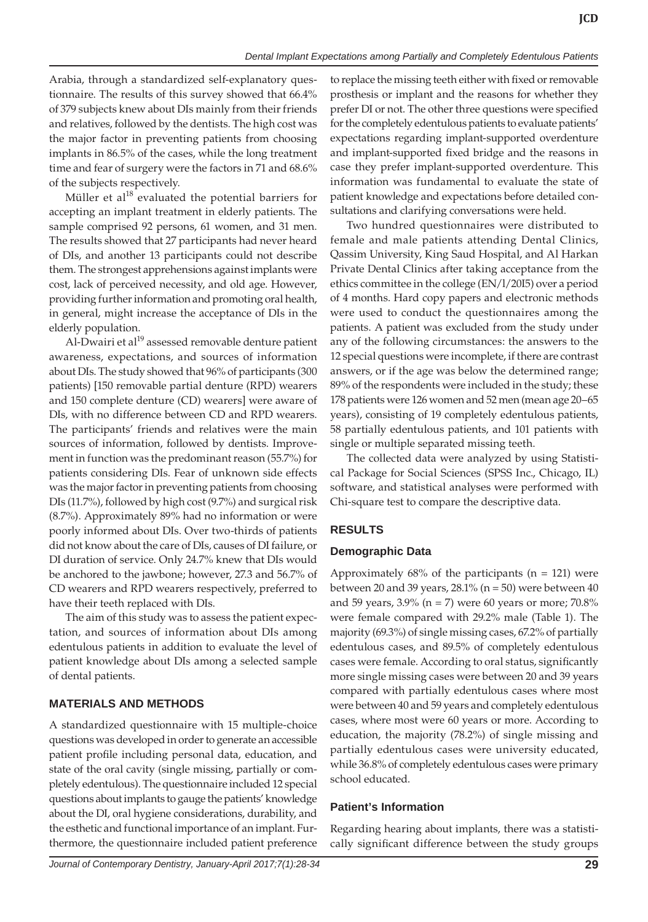Arabia, through a standardized self-explanatory questionnaire. The results of this survey showed that 66.4% of 379 subjects knew about DIs mainly from their friends and relatives, followed by the dentists. The high cost was the major factor in preventing patients from choosing implants in 86.5% of the cases, while the long treatment time and fear of surgery were the factors in 71 and 68.6% of the subjects respectively.

Müller et al[18] evaluated the potential barriers for accepting an implant treatment in elderly patients. The sample comprised 92 persons, 61 women, and 31 men. The results showed that 27 participants had never heard of DIs, and another 13 participants could not describe them. The strongest apprehensions against implants were cost, lack of perceived necessity, and old age. However, providing further information and promoting oral health, in general, might increase the acceptance of DIs in the elderly population.

Al-Dwairi et al[19] assessed removable denture patient awareness, expectations, and sources of information about DIs. The study showed that 96% of participants (300 patients) [150 removable partial denture (RPD) wearers and 150 complete denture (CD) wearers] were aware of DIs, with no difference between CD and RPD wearers. The participants' friends and relatives were the main sources of information, followed by dentists. Improvement in function was the predominant reason (55.7%) for patients considering DIs. Fear of unknown side effects was the major factor in preventing patients from choosing DIs (11.7%), followed by high cost (9.7%) and surgical risk (8.7%). Approximately 89% had no information or were poorly informed about DIs. Over two-thirds of patients did not know about the care of DIs, causes of DI failure, or DI duration of service. Only 24.7% knew that DIs would be anchored to the jawbone; however, 27.3 and 56.7% of CD wearers and RPD wearers respectively, preferred to have their teeth replaced with DIs.

The aim of this study was to assess the patient expectation, and sources of information about DIs among edentulous patients in addition to evaluate the level of patient knowledge about DIs among a selected sample of dental patients.

## MATERIALS AND METHODS

A standardized questionnaire with 15 multiple-choice questions was developed in order to generate an accessible patient profile including personal data, education, and state of the oral cavity (single missing, partially or completely edentulous). The questionnaire included 12 special questions about implants to gauge the patients' knowledge about the DI, oral hygiene considerations, durability, and the esthetic and functional importance of an implant. Furthermore, the questionnaire included patient preference to replace the missing teeth either with fixed or removable prosthesis or implant and the reasons for whether they prefer DI or not. The other three questions were specified for the completely edentulous patients to evaluate patients' expectations regarding implant-supported overdenture and implant-supported fixed bridge and the reasons in case they prefer implant-supported overdenture. This information was fundamental to evaluate the state of patient knowledge and expectations before detailed consultations and clarifying conversations were held.

Two hundred questionnaires were distributed to female and male patients attending Dental Clinics, Qassim University, King Saud Hospital, and Al Harkan Private Dental Clinics after taking acceptance from the ethics committee in the college (EN/l/20I5) over a period of 4 months. Hard copy papers and electronic methods were used to conduct the questionnaires among the patients. A patient was excluded from the study under any of the following circumstances: the answers to the 12 special questions were incomplete, if there are contrast answers, or if the age was below the determined range; 89% of the respondents were included in the study; these 178 patients were 126 women and 52 men (mean age 20–65 years), consisting of 19 completely edentulous patients, 58 partially edentulous patients, and 101 patients with single or multiple separated missing teeth.

The collected data were analyzed by using Statistical Package for Social Sciences (SPSS Inc., Chicago, IL) software, and statistical analyses were performed with Chi-square test to compare the descriptive data.

## RESULTS

### Demographic Data

Approximately 68% of the participants (n = 121) were between 20 and 39 years, 28.1% (n = 50) were between 40 and 59 years, 3.9% (n = 7) were 60 years or more; 70.8% were female compared with 29.2% male (Table 1). The majority (69.3%) of single missing cases, 67.2% of partially edentulous cases, and 89.5% of completely edentulous cases were female. According to oral status, significantly more single missing cases were between 20 and 39 years compared with partially edentulous cases where most were between 40 and 59 years and completely edentulous cases, where most were 60 years or more. According to education, the majority (78.2%) of single missing and partially edentulous cases were university educated, while 36.8% of completely edentulous cases were primary school educated.

### Patient's Information

Regarding hearing about implants, there was a statistically significant difference between the study groups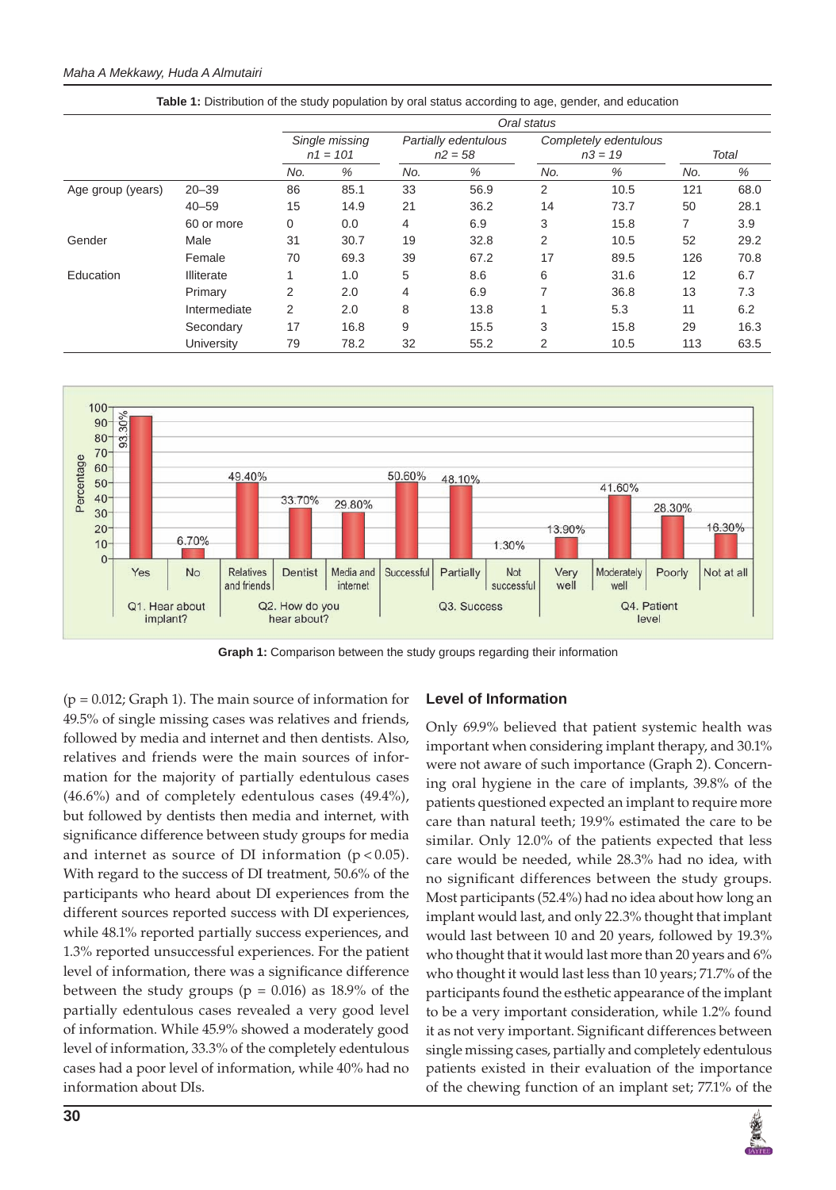**Table 1:** Distribution of the study population by oral status according to age, gender, and education

| | | *Oral status* | | | | | | | |
|---|---|---|---|---|---|---|---|---|---|
| | | *Single missing n1 = 101* | | *Partially edentulous n2 = 58* | | *Completely edentulous n3 = 19* | | *Total* | |
| | | *No.* | *%* | *No.* | *%* | *No.* | *%* | *No.* | *%* |
| Age group (years) | 20–39 | 86 | 85.1 | 33 | 56.9 | 2 | 10.5 | 121 | 68.0 |
| | 40–59 | 15 | 14.9 | 21 | 36.2 | 14 | 73.7 | 50 | 28.1 |
| | 60 or more | 0 | 0.0 | 4 | 6.9 | 3 | 15.8 | 7 | 3.9 |
| Gender | Male | 31 | 30.7 | 19 | 32.8 | 2 | 10.5 | 52 | 29.2 |
| | Female | 70 | 69.3 | 39 | 67.2 | 17 | 89.5 | 126 | 70.8 |
| Education | Illiterate | 1 | 1.0 | 5 | 8.6 | 6 | 31.6 | 12 | 6.7 |
| | Primary | 2 | 2.0 | 4 | 6.9 | 7 | 36.8 | 13 | 7.3 |
| | Intermediate | 2 | 2.0 | 8 | 13.8 | 1 | 5.3 | 11 | 6.2 |
| | Secondary | 17 | 16.8 | 9 | 15.5 | 3 | 15.8 | 29 | 16.3 |
| | University | 79 | 78.2 | 32 | 55.2 | 2 | 10.5 | 113 | 63.5 |

**Graph 1:** Comparison between the study groups regarding their information

($p = 0.012$; Graph 1). The main source of information for 49.5% of single missing cases was relatives and friends, followed by media and internet and then dentists. Also, relatives and friends were the main sources of information for the majority of partially edentulous cases (46.6%) and of completely edentulous cases (49.4%), but followed by dentists then media and internet, with significance difference between study groups for media and internet as source of DI information ($p < 0.05$). With regard to the success of DI treatment, 50.6% of the participants who heard about DI experiences from the different sources reported success with DI experiences, while 48.1% reported partially success experiences, and 1.3% reported unsuccessful experiences. For the patient level of information, there was a significance difference between the study groups ($p = 0.016$) as 18.9% of the partially edentulous cases revealed a very good level of information. While 45.9% showed a moderately good level of information, 33.3% of the completely edentulous cases had a poor level of information, while 40% had no information about DIs.

## Level of Information

Only 69.9% believed that patient systemic health was important when considering implant therapy, and 30.1% were not aware of such importance (Graph 2). Concerning oral hygiene in the care of implants, 39.8% of the patients questioned expected an implant to require more care than natural teeth; 19.9% estimated the care to be similar. Only 12.0% of the patients expected that less care would be needed, while 28.3% had no idea, with no significant differences between the study groups. Most participants (52.4%) had no idea about how long an implant would last, and only 22.3% thought that implant would last between 10 and 20 years, followed by 19.3% who thought that it would last more than 20 years and 6% who thought it would last less than 10 years; 71.7% of the participants found the esthetic appearance of the implant to be a very important consideration, while 1.2% found it as not very important. Significant differences between single missing cases, partially and completely edentulous patients existed in their evaluation of the importance of the chewing function of an implant set; 77.1% of the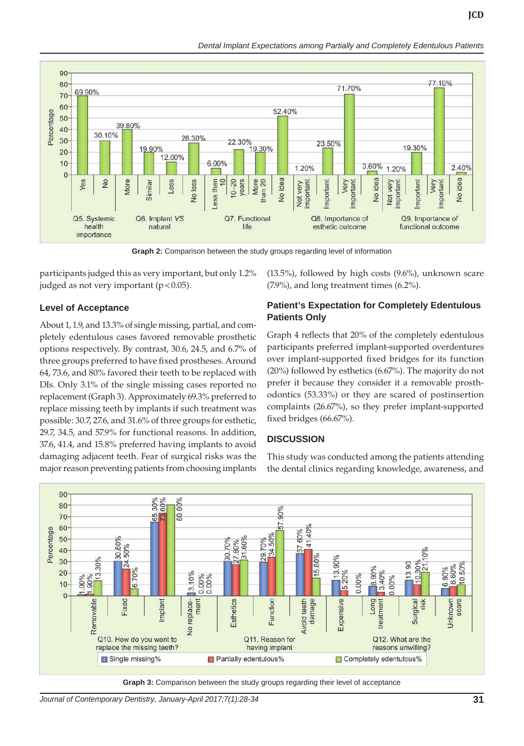Graph 2: Comparison between the study groups regarding level of information

participants judged this as very important, but only 1.2% judged as not very important ($p < 0.05$).

### Level of Acceptance

About 1, 1.9, and 13.3% of single missing, partial, and completely edentulous cases favored removable prosthetic options respectively. By contrast, 30.6, 24.5, and 6.7% of three groups preferred to have fixed prostheses. Around 64, 73.6, and 80% favored their teeth to be replaced with DIs. Only 3.1% of the single missing cases reported no replacement (Graph 3). Approximately 69.3% preferred to replace missing teeth by implants if such treatment was possible: 30.7, 27.6, and 31.6% of three groups for esthetic, 29.7, 34.5, and 57.9% for functional reasons. In addition, 37.6, 41.4, and 15.8% preferred having implants to avoid damaging adjacent teeth. Fear of surgical risks was the major reason preventing patients from choosing implants (13.5%), followed by high costs (9.6%), unknown scare (7.9%), and long treatment times (6.2%).

### Patient's Expectation for Completely Edentulous Patients Only

Graph 4 reflects that 20% of the completely edentulous participants preferred implant-supported overdentures over implant-supported fixed bridges for its function (20%) followed by esthetics (6.67%). The majority do not prefer it because they consider it a removable prosthodontics (53.33%) or they are scared of postinsertion complaints (26.67%), so they prefer implant-supported fixed bridges (66.67%).

## DISCUSSION

This study was conducted among the patients attending the dental clinics regarding knowledge, awareness, and

Graph 3: Comparison between the study groups regarding their level of acceptance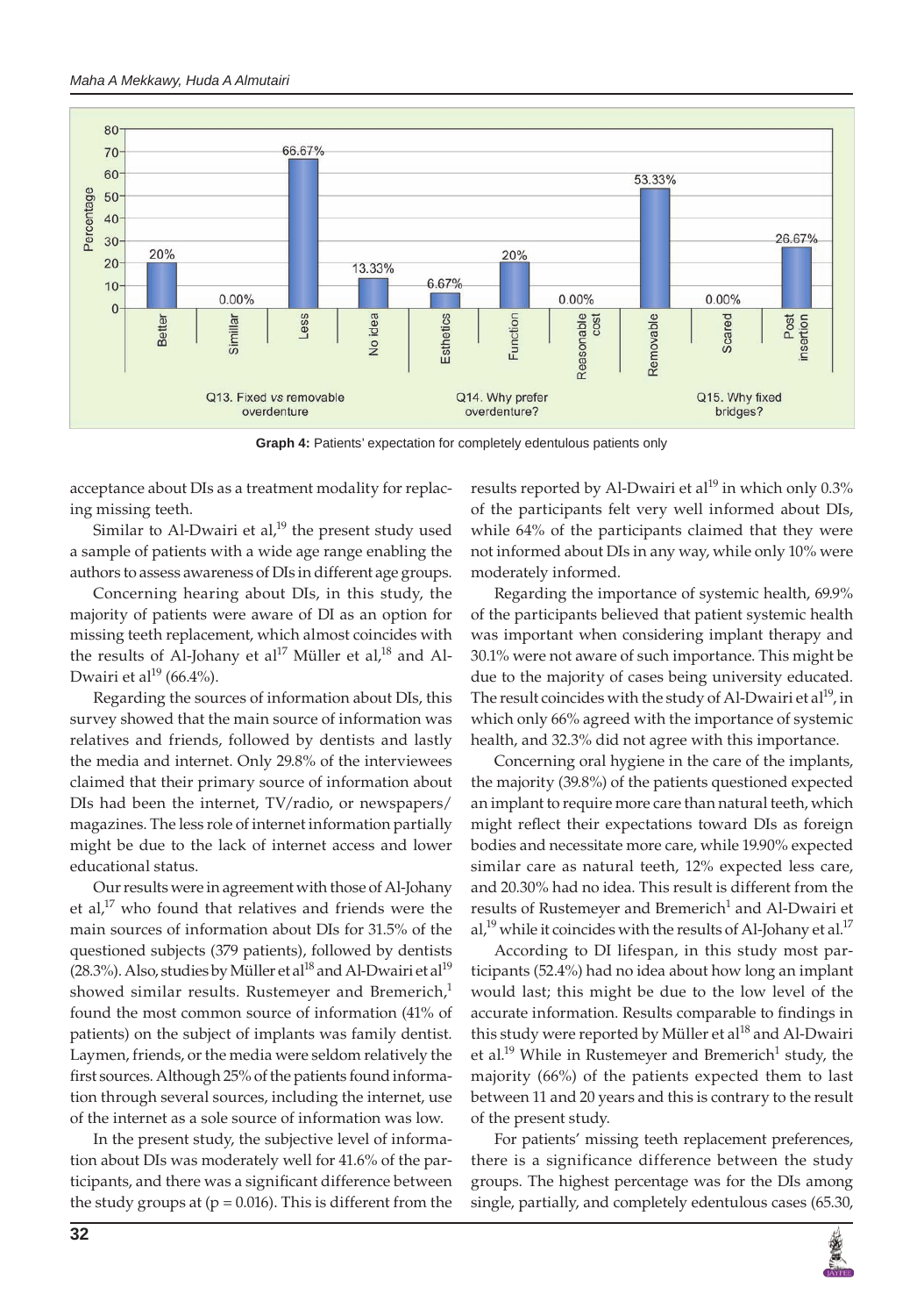Graph 4: Patients' expectation for completely edentulous patients only

acceptance about DIs as a treatment modality for replacing missing teeth.

Similar to Al-Dwairi et al,[19] the present study used a sample of patients with a wide age range enabling the authors to assess awareness of DIs in different age groups.

Concerning hearing about DIs, in this study, the majority of patients were aware of DI as an option for missing teeth replacement, which almost coincides with the results of Al-Johany et al[17] Müller et al,[18] and Al-Dwairi et al[19] (66.4%).

Regarding the sources of information about DIs, this survey showed that the main source of information was relatives and friends, followed by dentists and lastly the media and internet. Only 29.8% of the interviewees claimed that their primary source of information about DIs had been the internet, TV/radio, or newspapers/magazines. The less role of internet information partially might be due to the lack of internet access and lower educational status.

Our results were in agreement with those of Al-Johany et al,[17] who found that relatives and friends were the main sources of information about DIs for 31.5% of the questioned subjects (379 patients), followed by dentists (28.3%). Also, studies by Müller et al[18] and Al-Dwairi et al[19] showed similar results. Rustemeyer and Bremerich,[1] found the most common source of information (41% of patients) on the subject of implants was family dentist. Laymen, friends, or the media were seldom relatively the first sources. Although 25% of the patients found information through several sources, including the internet, use of the internet as a sole source of information was low.

In the present study, the subjective level of information about DIs was moderately well for 41.6% of the participants, and there was a significant difference between the study groups at ($p = 0.016$). This is different from the results reported by Al-Dwairi et al[19] in which only 0.3% of the participants felt very well informed about DIs, while 64% of the participants claimed that they were not informed about DIs in any way, while only 10% were moderately informed.

Regarding the importance of systemic health, 69.9% of the participants believed that patient systemic health was important when considering implant therapy and 30.1% were not aware of such importance. This might be due to the majority of cases being university educated. The result coincides with the study of Al-Dwairi et al[19], in which only 66% agreed with the importance of systemic health, and 32.3% did not agree with this importance.

Concerning oral hygiene in the care of the implants, the majority (39.8%) of the patients questioned expected an implant to require more care than natural teeth, which might reflect their expectations toward DIs as foreign bodies and necessitate more care, while 19.90% expected similar care as natural teeth, 12% expected less care, and 20.30% had no idea. This result is different from the results of Rustemeyer and Bremerich[1] and Al-Dwairi et al,[19] while it coincides with the results of Al-Johany et al.[17]

According to DI lifespan, in this study most participants (52.4%) had no idea about how long an implant would last; this might be due to the low level of the accurate information. Results comparable to findings in this study were reported by Müller et al[18] and Al-Dwairi et al.[19] While in Rustemeyer and Bremerich[1] study, the majority (66%) of the patients expected them to last between 11 and 20 years and this is contrary to the result of the present study.

For patients' missing teeth replacement preferences, there is a significance difference between the study groups. The highest percentage was for the DIs among single, partially, and completely edentulous cases (65.30,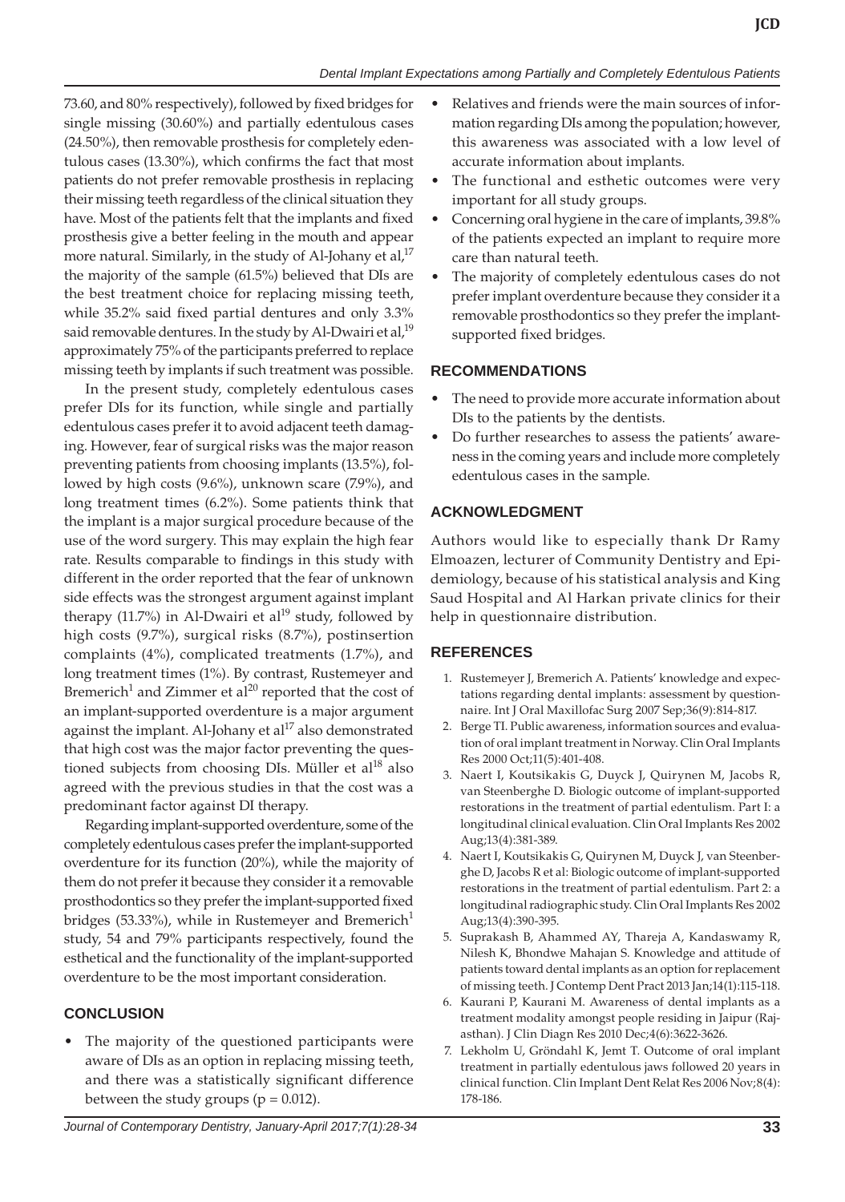73.60, and 80% respectively), followed by fixed bridges for single missing (30.60%) and partially edentulous cases (24.50%), then removable prosthesis for completely edentulous cases (13.30%), which confirms the fact that most patients do not prefer removable prosthesis in replacing their missing teeth regardless of the clinical situation they have. Most of the patients felt that the implants and fixed prosthesis give a better feeling in the mouth and appear more natural. Similarly, in the study of Al-Johany et al,[17] the majority of the sample (61.5%) believed that DIs are the best treatment choice for replacing missing teeth, while 35.2% said fixed partial dentures and only 3.3% said removable dentures. In the study by Al-Dwairi et al,[19] approximately 75% of the participants preferred to replace missing teeth by implants if such treatment was possible.

In the present study, completely edentulous cases prefer DIs for its function, while single and partially edentulous cases prefer it to avoid adjacent teeth damaging. However, fear of surgical risks was the major reason preventing patients from choosing implants (13.5%), followed by high costs (9.6%), unknown scare (7.9%), and long treatment times (6.2%). Some patients think that the implant is a major surgical procedure because of the use of the word surgery. This may explain the high fear rate. Results comparable to findings in this study with different in the order reported that the fear of unknown side effects was the strongest argument against implant therapy (11.7%) in Al-Dwairi et al[19] study, followed by high costs (9.7%), surgical risks (8.7%), postinsertion complaints (4%), complicated treatments (1.7%), and long treatment times (1%). By contrast, Rustemeyer and Bremerich[1] and Zimmer et al[20] reported that the cost of an implant-supported overdenture is a major argument against the implant. Al-Johany et al[17] also demonstrated that high cost was the major factor preventing the questioned subjects from choosing DIs. Müller et al[18] also agreed with the previous studies in that the cost was a predominant factor against DI therapy.

Regarding implant-supported overdenture, some of the completely edentulous cases prefer the implant-supported overdenture for its function (20%), while the majority of them do not prefer it because they consider it a removable prosthodontics so they prefer the implant-supported fixed bridges (53.33%), while in Rustemeyer and Bremerich[1] study, 54 and 79% participants respectively, found the esthetical and the functionality of the implant-supported overdenture to be the most important consideration.

## CONCLUSION

- The majority of the questioned participants were aware of DIs as an option in replacing missing teeth, and there was a statistically significant difference between the study groups ($p = 0.012$).
- Relatives and friends were the main sources of information regarding DIs among the population; however, this awareness was associated with a low level of accurate information about implants.
- The functional and esthetic outcomes were very important for all study groups.
- Concerning oral hygiene in the care of implants, 39.8% of the patients expected an implant to require more care than natural teeth.
- The majority of completely edentulous cases do not prefer implant overdenture because they consider it a removable prosthodontics so they prefer the implant-supported fixed bridges.

## RECOMMENDATIONS

- The need to provide more accurate information about DIs to the patients by the dentists.
- Do further researches to assess the patients' awareness in the coming years and include more completely edentulous cases in the sample.

## ACKNOWLEDGMENT

Authors would like to especially thank Dr Ramy Elmoazen, lecturer of Community Dentistry and Epidemiology, because of his statistical analysis and King Saud Hospital and Al Harkan private clinics for their help in questionnaire distribution.

## REFERENCES

1. Rustemeyer J, Bremerich A. Patients' knowledge and expectations regarding dental implants: assessment by questionnaire. Int J Oral Maxillofac Surg 2007 Sep;36(9):814-817.
2. Berge TI. Public awareness, information sources and evaluation of oral implant treatment in Norway. Clin Oral Implants Res 2000 Oct;11(5):401-408.
3. Naert I, Koutsikakis G, Duyck J, Quirynen M, Jacobs R, van Steenberghe D. Biologic outcome of implant-supported restorations in the treatment of partial edentulism. Part I: a longitudinal clinical evaluation. Clin Oral Implants Res 2002 Aug;13(4):381-389.
4. Naert I, Koutsikakis G, Quirynen M, Duyck J, van Steenberghe D, Jacobs R et al: Biologic outcome of implant-supported restorations in the treatment of partial edentulism. Part 2: a longitudinal radiographic study. Clin Oral Implants Res 2002 Aug;13(4):390-395.
5. Suprakash B, Ahammed AY, Thareja A, Kandaswamy R, Nilesh K, Bhondwe Mahajan S. Knowledge and attitude of patients toward dental implants as an option for replacement of missing teeth. J Contemp Dent Pract 2013 Jan;14(1):115-118.
6. Kaurani P, Kaurani M. Awareness of dental implants as a treatment modality amongst people residing in Jaipur (Rajasthan). J Clin Diagn Res 2010 Dec;4(6):3622-3626.
7. Lekholm U, Gröndahl K, Jemt T. Outcome of oral implant treatment in partially edentulous jaws followed 20 years in clinical function. Clin Implant Dent Relat Res 2006 Nov;8(4):178-186.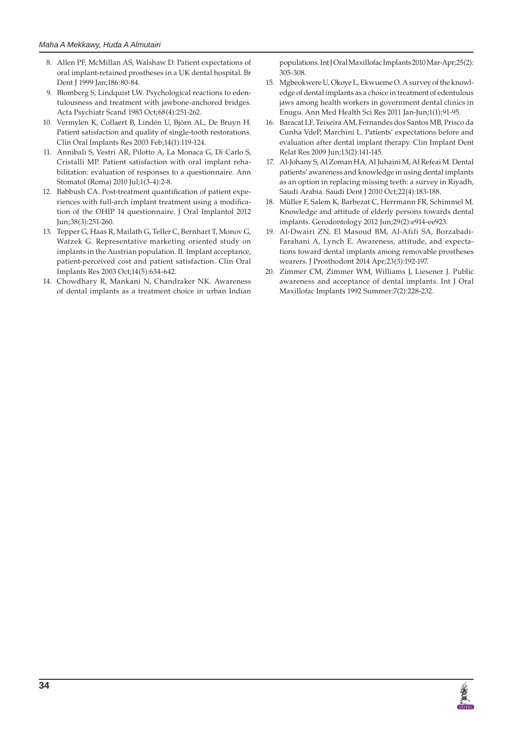8. Allen PF, McMillan AS, Walshaw D. Patient expectations of oral implant-retained prostheses in a UK dental hospital. Br Dent J 1999 Jan;186:80-84.
9. Blomberg S, Lindquist LW. Psychological reactions to edentulousness and treatment with jawbone-anchored bridges. Acta Psychiatr Scand 1983 Oct;68(4):251-262.
10. Vermylen K, Collaert B, Lindén U, Björn AL, De Bruyn H. Patient satisfaction and quality of single-tooth restorations. Clin Oral Implants Res 2003 Feb;14(1):119-124.
11. Annibali S, Vestri AR, Pilotto A, La Monaca G, Di Carlo S, Cristalli MP. Patient satisfaction with oral implant rehabilitation: evaluation of responses to a questionnaire. Ann Stomatol (Roma) 2010 Jul;1(3-4):2-8.
12. Babbush CA. Post-treatment quantification of patient experiences with full-arch implant treatment using a modification of the OHIP 14 questionnaire. J Oral Implantol 2012 Jun;38(3):251-260.
13. Tepper G, Haas R, Mailath G, Teller C, Bernhart T, Monov G, Watzek G. Representative marketing oriented study on implants in the Austrian population. II. Implant acceptance, patient-perceived cost and patient satisfaction. Clin Oral Implants Res 2003 Oct;14(5):634-642.
14. Chowdhary R, Mankani N, Chandraker NK. Awareness of dental implants as a treatment choice in urban Indian populations. Int J Oral Maxillofac Implants 2010 Mar-Apr;25(2): 305-308.
15. Mgbeokwere U, Okoye L, Ekwueme O. A survey of the knowledge of dental implants as a choice in treatment of edentulous jaws among health workers in government dental clinics in Enugu. Ann Med Health Sci Res 2011 Jan-Jun;1(1):91-95.
16. Baracat LF, Teixeira AM, Fernandes dos Santos MB, Prisco da Cunha VdeP, Marchini L. Patients' expectations before and evaluation after dental implant therapy. Clin Implant Dent Relat Res 2009 Jun;13(2):141-145.
17. Al-Johany S, Al Zoman HA, Al Juhaini M, Al Refeai M. Dental patients' awareness and knowledge in using dental implants as an option in replacing missing teeth: a survey in Riyadh, Saudi Arabia. Saudi Dent J 2010 Oct;22(4):183-188.
18. Müller F, Salem K, Barbezat C, Herrmann FR, Schimmel M. Knowledge and attitude of elderly persons towards dental implants. Gerodontology 2012 Jun;29(2):e914-ee923.
19. Al-Dwairi ZN, El Masoud BM, Al-Afifi SA, Borzabadi-Farahani A, Lynch E. Awareness, attitude, and expectations toward dental implants among removable prostheses wearers. J Prosthodont 2014 Apr;23(3):192-197.
20. Zimmer CM, Zimmer WM, Williams J, Liesener J. Public awareness and acceptance of dental implants. Int J Oral Maxillofac Implants 1992 Summer:7(2):228-232.